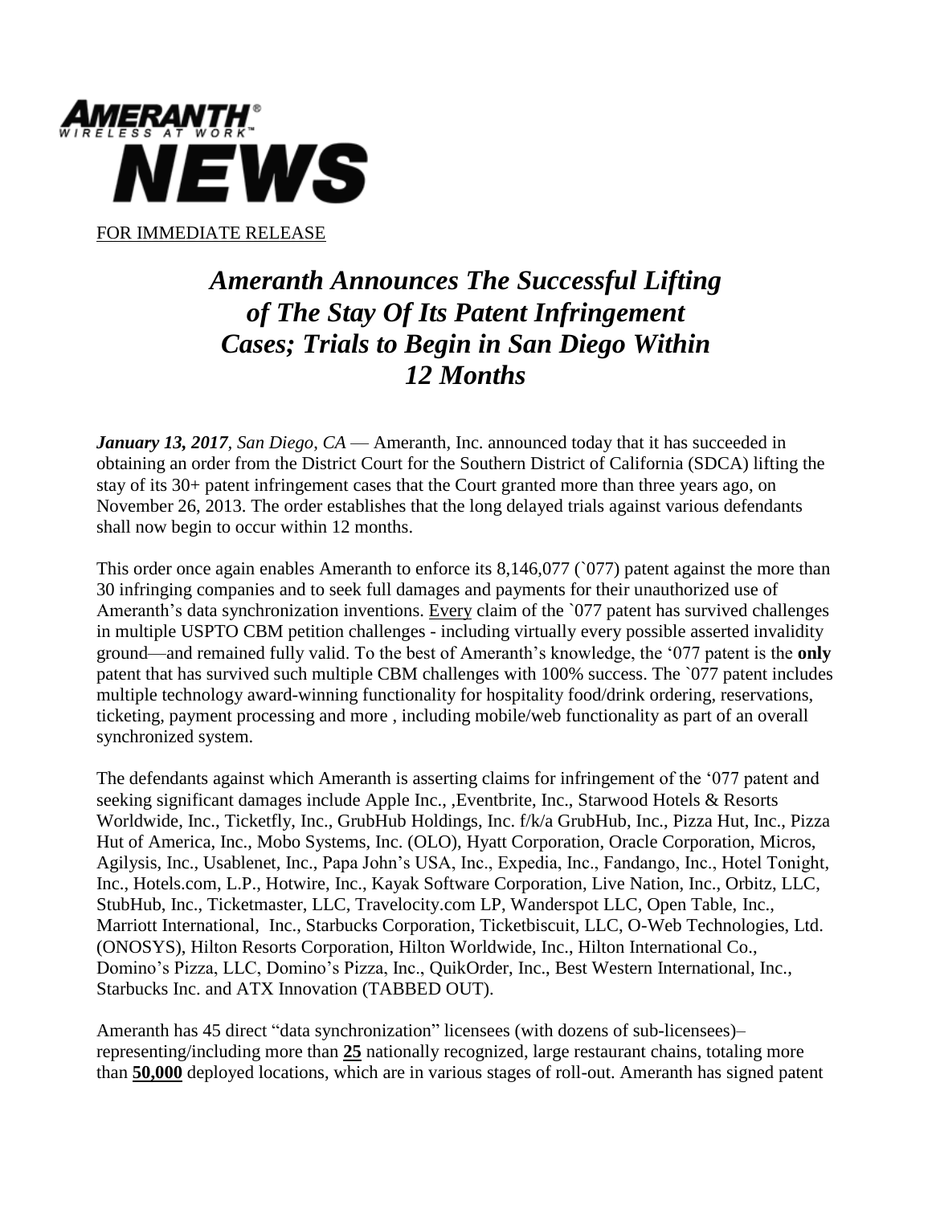**AMERANTH®**
*WIRELESS AT WORK™*

# NEWS

FOR IMMEDIATE RELEASE

# *Ameranth Announces The Successful Lifting of The Stay Of Its Patent Infringement Cases; Trials to Begin in San Diego Within 12 Months*

***January 13, 2017**, San Diego, CA* — Ameranth, Inc. announced today that it has succeeded in obtaining an order from the District Court for the Southern District of California (SDCA) lifting the stay of its 30+ patent infringement cases that the Court granted more than three years ago, on November 26, 2013. The order establishes that the long delayed trials against various defendants shall now begin to occur within 12 months.

This order once again enables Ameranth to enforce its 8,146,077 (`077) patent against the more than 30 infringing companies and to seek full damages and payments for their unauthorized use of Ameranth's data synchronization inventions. Every claim of the `077 patent has survived challenges in multiple USPTO CBM petition challenges - including virtually every possible asserted invalidity ground—and remained fully valid. To the best of Ameranth's knowledge, the '077 patent is the **only** patent that has survived such multiple CBM challenges with 100% success. The `077 patent includes multiple technology award-winning functionality for hospitality food/drink ordering, reservations, ticketing, payment processing and more , including mobile/web functionality as part of an overall synchronized system.

The defendants against which Ameranth is asserting claims for infringement of the '077 patent and seeking significant damages include Apple Inc., ,Eventbrite, Inc., Starwood Hotels & Resorts Worldwide, Inc., Ticketfly, Inc., GrubHub Holdings, Inc. f/k/a GrubHub, Inc., Pizza Hut, Inc., Pizza Hut of America, Inc., Mobo Systems, Inc. (OLO), Hyatt Corporation, Oracle Corporation, Micros, Agilysis, Inc., Usablenet, Inc., Papa John's USA, Inc., Expedia, Inc., Fandango, Inc., Hotel Tonight, Inc., Hotels.com, L.P., Hotwire, Inc., Kayak Software Corporation, Live Nation, Inc., Orbitz, LLC, StubHub, Inc., Ticketmaster, LLC, Travelocity.com LP, Wanderspot LLC, Open Table, Inc., Marriott International, Inc., Starbucks Corporation, Ticketbiscuit, LLC, O-Web Technologies, Ltd. (ONOSYS), Hilton Resorts Corporation, Hilton Worldwide, Inc., Hilton International Co., Domino's Pizza, LLC, Domino's Pizza, Inc., QuikOrder, Inc., Best Western International, Inc., Starbucks Inc. and ATX Innovation (TABBED OUT).

Ameranth has 45 direct "data synchronization" licensees (with dozens of sub-licensees)– representing/including more than **25** nationally recognized, large restaurant chains, totaling more than **50,000** deployed locations, which are in various stages of roll-out. Ameranth has signed patent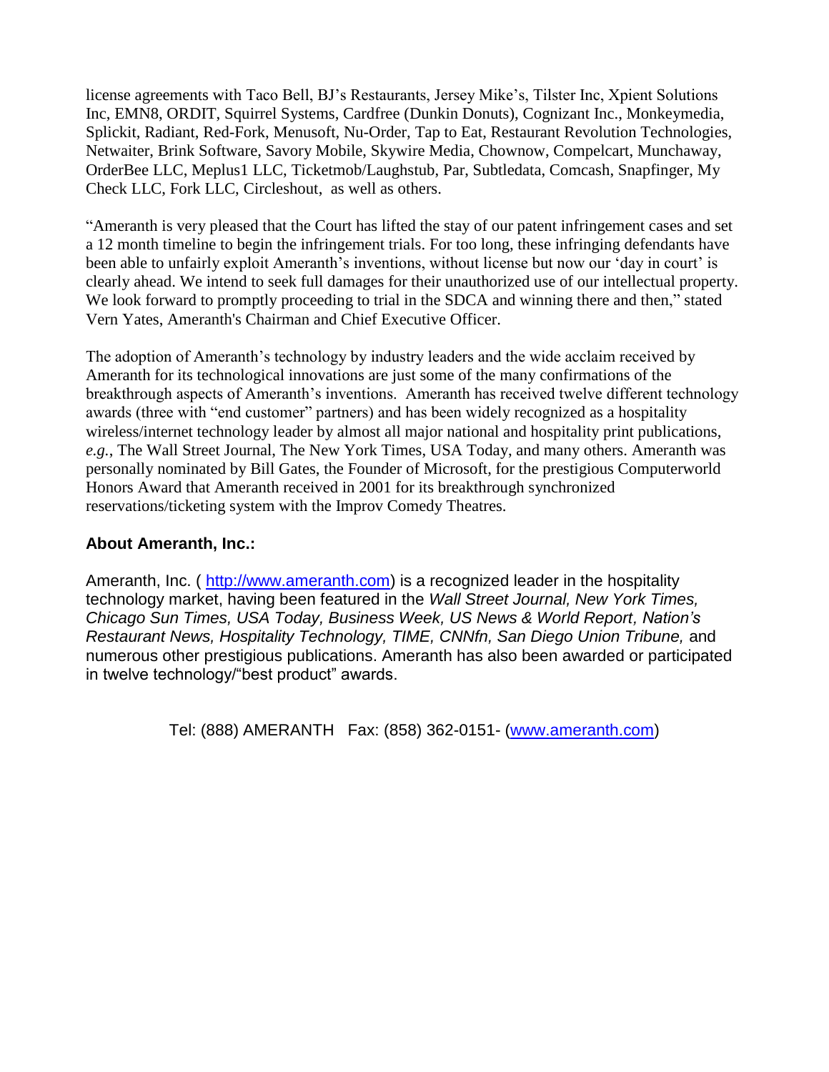license agreements with Taco Bell, BJ's Restaurants, Jersey Mike's, Tilster Inc, Xpient Solutions Inc, EMN8, ORDIT, Squirrel Systems, Cardfree (Dunkin Donuts), Cognizant Inc., Monkeymedia, Splickit, Radiant, Red-Fork, Menusoft, Nu-Order, Tap to Eat, Restaurant Revolution Technologies, Netwaiter, Brink Software, Savory Mobile, Skywire Media, Chownow, Compelcart, Munchaway, OrderBee LLC, Meplus1 LLC, Ticketmob/Laughstub, Par, Subtledata, Comcash, Snapfinger, My Check LLC, Fork LLC, Circleshout, as well as others.

"Ameranth is very pleased that the Court has lifted the stay of our patent infringement cases and set a 12 month timeline to begin the infringement trials. For too long, these infringing defendants have been able to unfairly exploit Ameranth's inventions, without license but now our 'day in court' is clearly ahead. We intend to seek full damages for their unauthorized use of our intellectual property. We look forward to promptly proceeding to trial in the SDCA and winning there and then," stated Vern Yates, Ameranth's Chairman and Chief Executive Officer.

The adoption of Ameranth's technology by industry leaders and the wide acclaim received by Ameranth for its technological innovations are just some of the many confirmations of the breakthrough aspects of Ameranth's inventions. Ameranth has received twelve different technology awards (three with "end customer" partners) and has been widely recognized as a hospitality wireless/internet technology leader by almost all major national and hospitality print publications, *e.g.*, The Wall Street Journal, The New York Times, USA Today, and many others. Ameranth was personally nominated by Bill Gates, the Founder of Microsoft, for the prestigious Computerworld Honors Award that Ameranth received in 2001 for its breakthrough synchronized reservations/ticketing system with the Improv Comedy Theatres.

## About Ameranth, Inc.:

Ameranth, Inc. ( http://www.ameranth.com) is a recognized leader in the hospitality technology market, having been featured in the *Wall Street Journal, New York Times, Chicago Sun Times, USA Today, Business Week, US News & World Report, Nation's Restaurant News, Hospitality Technology, TIME, CNNfn, San Diego Union Tribune,* and numerous other prestigious publications. Ameranth has also been awarded or participated in twelve technology/"best product" awards.

Tel: (888) AMERANTH Fax: (858) 362-0151- (www.ameranth.com)